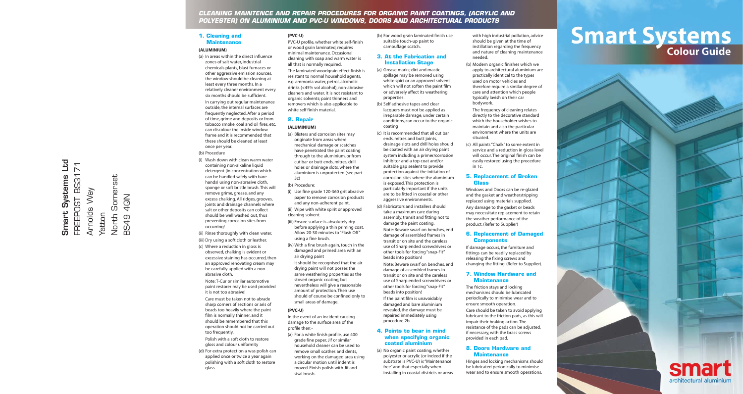# CLEANING MAINTENCE AND REPAIR PROCEDURES FOR ORGANIC PAINT COATINGS, (ACRYLIC AND POLYESTER) ON ALUMINIUM AND PVC-U WINDOWS, DOORS AND ARCHITECTURAL PRODUCTS

**Smart Systems Ltd**
FREEPOST BS3171
Arnolds Way
Yatton
North Somerset
BS49 4QN

## 1. Cleaning and Maintenance

**(ALUMINIUM)**

(a) In areas within the direct influence zones of salt water, industrial chemicals plants, blast furnaces or other aggressive emission sources, the window should be cleaning at least every three months. In a relatively cleaner environment every six months should be sufficient.

In carrying out regular maintenance outside, the internal surfaces are frequently neglected. After a period of time, grime and deposits or from tobacco smoke, coal and oil fires, etc. can discolour the inside window frame and it is recommended that these should be cleaned at least once per year.

(b) Procedure

(i) Wash down with clean warm water containing non-alkaline liquid detergent (in concentration which can be handled safely with bare hands) using non-abrasive cloth, sponge or soft bristle brush. This will remove grime, grease, and any excess chalking. All ridges, grooves, joints and drainage channels where salt or other deposits can collect should be well washed out, thus preventing corrosion sites from occurring!

(ii) Rinse thoroughly with clean water.

(iii) Dry using a soft cloth or leather.

(c) Where a reduction in gloss is observed, chalking is evident or excessive staining has occurred, then an approved renovating cream may be carefully applied with a non-abrasive cloth.

Note: T-Cur or similar automotive paint restorer may be used provided it is not too abrasive!

Care must be taken not to abrade sharp corners of sections or aris of beads too heavily where the paint film is normally thinner, and it should be remembered that this operation should not be carried out too frequently.

Polish with a soft cloth to restore gloss and colour uniformity

(d) For extra protection a was polish can applied once or twice a year again polishing with a soft cloth to restore glass.

**(PVC-U)**

PVC-U profile, whether white self-finish or wood grain laminated, requires minimal maintenance. Occasional cleaning with soap and warm water is all that is normally required.

The laminated woodgrain effect finish is resistant to normal household agents, e.g. ammonia water, petrol, alcoholic drinks (<45% vol alcohol), non-abrasive cleaners and water. It is not resistant to organic solvents; paint thinners and removers which is also applicable to white self finish material.

## 2. Repair

**(ALUMINIUM)**

(a) Blisters and corrosion sites may originate from areas where mechanical damage or scatches have penetrated the paint coating through to the aluminium, or from cut bar or butt ends, mitres, drill holes or drainage slots, where the aluminium is unprotected (see part 3c)

(b) Procedure:

(i) Use fine grade 120-360 grit abrasive paper to remove corrosion products and any non-adherent paint.

(ii) Wipe with white spirit or approved cleaning solvent.

(iii) Ensure surface is absolutely dry before applying a thin priming coat. Allow 20-30 minutes to "Flash Off" using a fine brush.

(iv) With a fine brush again, touch in the damaged and primed area with an air drying paint

It should be recognised that the air drying paint will not posses the same weathering properties as the stoved organic coating, but nevertheless will give a reasonable amount of protection. Their use should of course be confined only to small areas of damage.

**(PVC-U)**

In the event of an incident causing damage to the surface area of the profile then:-

(a) For a white finish profile, use 400 grade fine paper. Jif or similar household cleaner can be used to remove small scathes and dents, working on the damaged area using a circular motion until indent is moved. Finish polish with Jif and sisal brush.

(b) For wood grain laminated finish use suitable touch-up paint to camouflage scatch.

## 3. At the Fabrication and Installation Stage

(a) Grease marks; dirt and mastic spillage may be removed using white spirt or an approved solvent which will not soften the paint film or adversely affect its weathering properties.

(b) Self adhesive tapes and clear lacquers must not be applied as irreparable damage, under certain conditions, can occur to the organic coating

(c) It is recommended that all cut bar ends, mitres and butt joints, drainage slots and drill holes should be coated with an air drying paint system including a primer/corrosion inhibitor and a top coat and/or suitable gap sealant to provide protection against the initiation of corrosion sites where the aluminium is exposed. This protection is particularly important if the units are to be fitted in coastal or other aggressive environments.

(d) Fabricators and installers should take a maximum care during assembly, transit and fitting not to damage the paint coating.

Note: Beware swarf on benches, end damage of assembled frames in transit or on site and the careless use of Sharp ended screwdrivers or other tools for forcing "snap-Fit" beads into position!

Note: Beware swarf on benches, end damage of assembled frames in transit or on site and the careless use of Sharp ended screwdrivers or other tools for forcing "snap-Fit" beads into position!

If the paint film is unavoidably damaged and bare aluminium revealed, the damage must be repaired immediately using procedure 2b.

## 4. Points to bear in mind when specifying organic coated aluminium

(a) No organic paint coating, whether polyester or acrylic (or indeed if the substrate is PVC-U) is "Maintenance free" and that especially when installing in coastal districts or areas with high industrial pollution, advice should be given at the time of instillation regarding the frequency and nature of cleaning maintenance needed.

(b) Modern organic finishes which we apply to architectural aluminium are practically identical to the types used on motor vehicles and therefore require a similar degree of care and attention which people typically lavish on their car bodywork.

The frequency of cleaning relates directly to the decorative standard which the householder wishes to maintain and also the particular environment where the units are situated.

(c) All paints "Chalk" to some extent in service and a reduction in gloss level will occur. The original finish can be easily restored using the procedure in 1c.

## 5. Replacement of Broken Glass

Windows and Doors can be re-glazed and the gasket and weatherstripping replaced using materials supplied.

Any damage to the gasket or beads may necessitate replacement to retain the weather performance of the product. (Refer to Supplier)

## 6. Replacement of Damaged Components

If damage occurs, the furniture and fittings can be readily replaced by releasing the fixing screws and changing the fitting. (Refer to Supplier).

## 7. Window Hardware and Maintenance

The friction stays and locking mechanisms should be lubricated periodically to minimise wear and to ensure smooth operation.

Care should be taken to avoid applying lubricant to the friction pads, as this will impair their braking action. The resistance of the pads can be adjusted, if necessary, with the brass screws provided in each pad.

## 8. Doors Hardware and Maintenance

Hinges and locking mechanisms should be lubricated periodically to minimise wear and to ensure smooth operations.

# Smart Systems
## Colour Guide

smart
architectural aluminium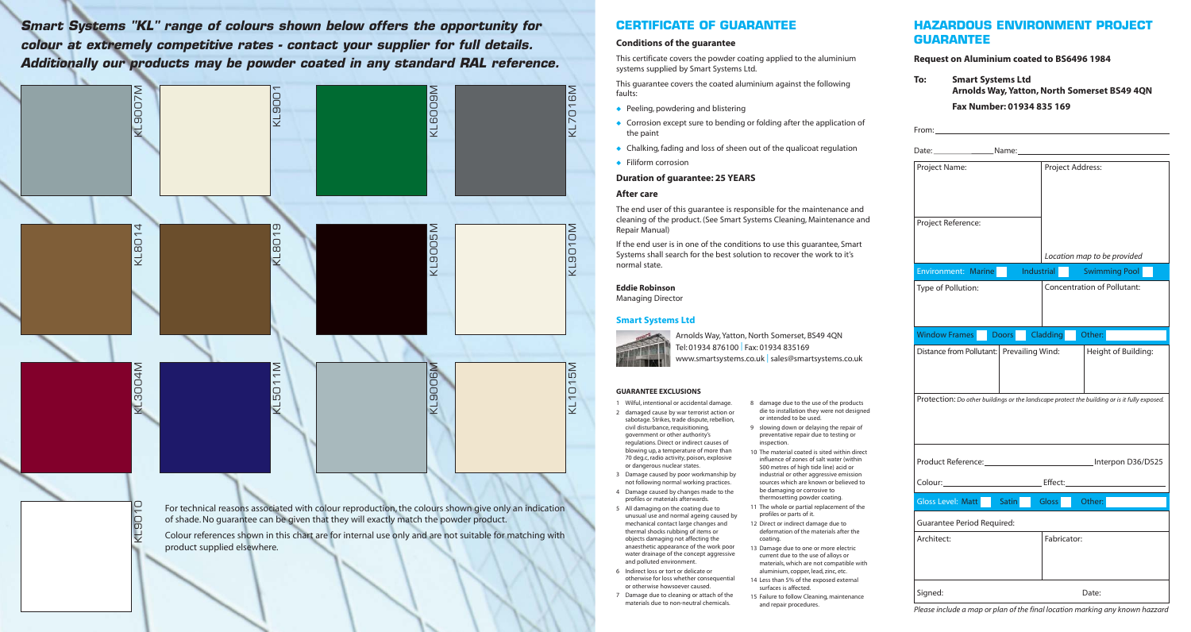***Smart Systems "KL" range of colours shown below offers the opportunity for colour at extremely competitive rates - contact your supplier for full details. Additionally our products may be powder coated in any standard RAL reference.***

KL9007M

KL9001

KL6009M

KL7016M

KL8014

KL8019

KL9005M

KL9010M

KL3004M

KL5011M

KL9006M

KL1015M

KL9010

For technical reasons associated with colour reproduction, the colours shown give only an indication of shade. No guarantee can be given that they will exactly match the powder product.

Colour references shown in this chart are for internal use only and are not suitable for matching with product supplied elsewhere.

## CERTIFICATE OF GUARANTEE

### Conditions of the guarantee

This certificate covers the powder coating applied to the aluminium systems supplied by Smart Systems Ltd.

This guarantee covers the coated aluminium against the following faults:

- Peeling, powdering and blistering
- Corrosion except sure to bending or folding after the application of the paint
- Chalking, fading and loss of sheen out of the qualicoat regulation
- Filiform corrosion

### Duration of guarantee: 25 YEARS

### After care

The end user of this guarantee is responsible for the maintenance and cleaning of the product. (See Smart Systems Cleaning, Maintenance and Repair Manual)

If the end user is in one of the conditions to use this guarantee, Smart Systems shall search for the best solution to recover the work to it's normal state.

**Eddie Robinson**
Managing Director

### Smart Systems Ltd

Arnolds Way, Yatton, North Somerset, BS49 4QN
Tel: 01934 876100 | Fax: 01934 835169
www.smartsystems.co.uk | sales@smartsystems.co.uk

#### GUARANTEE EXCLUSIONS

1. Wilful, intentional or accidental damage.
2. damaged caused by war terrorist action or sabotage. Strikes, trade dispute, rebellion, civil disturbance, requisitioning, government or other authority's regulations. Direct or indirect causes of blowing up, a temperature of more than 70 deg.c, radio activity, poison, explosive or dangerous nuclear states.
3. Damage caused by poor workmanship by not following normal working practices.
4. Damage caused by changes made to the profiles or materials afterwards.
5. All damaging on the coating due to unusual use and normal ageing caused by mechanical contact large changes and thermal shocks rubbing of items or objects damaging not affecting the anaesthetic appearance of the work poor water drainage of the concept aggressive and polluted environment.
6. Indirect loss or tort or delicate or otherwise for loss whether consequential or otherwise howsoever caused.
7. Damage due to cleaning or attach of the materials due to non-neutral chemicals.
8. damage due to the use of the products die to installation they were not designed or intended to be used.
9. slowing down or delaying the repair of preventative repair due to testing or inspection.
10. The material coated is sited within direct influence of zones of salt water (within 500 metres of high tide line) acid or industrial or other aggressive emission sources which are known or believed to be damaging or corrosive to thermosetting powder coating.
11. The whole or partial replacement of the profiles or parts of it.
12. Direct or indirect damage due to deformation of the materials after the coating.
13. Damage due to one or more electric current due to the use of alloys or materials, which are not compatible with aluminium, copper, lead, zinc, etc.
14. Less than 5% of the exposed external surfaces is affected.
15. Failure to follow Cleaning, maintenance and repair procedures.

## HAZARDOUS ENVIRONMENT PROJECT GUARANTEE

**Request on Aluminium coated to BS6496 1984**

**To: Smart Systems Ltd**
**Arnolds Way, Yatton, North Somerset BS49 4QN**
**Fax Number: 01934 835 169**

From: ______________________________

Date: ____________ Name: ______________________________

| | | |
|---|---|---|
| Project Name: | Project Address: | |
| Project Reference: | Location map to be provided | |
| Environment: Marine ☐ | Industrial ☐ | Swimming Pool ☐ |
| Type of Pollution: | Concentration of Pollutant: | |
| Window Frames ☐ Doors ☐ | Cladding ☐ | Other: |
| Distance from Pollutant: | Prevailing Wind: | Height of Building: |
| Protection: *Do other buildings or the landscape protect the building or is it fully exposed.* | | |
| Product Reference: ______________ Interpon D36/D525 | | |
| Colour: ______________ Effect: ______________ | | |
| Gloss Level: Matt ☐ Satin ☐ | Gloss ☐ | Other: |
| Guarantee Period Required: | | |
| Architect: | Fabricator: | |
| Signed: | Date: | |

*Please include a map or plan of the final location marking any known hazzard*